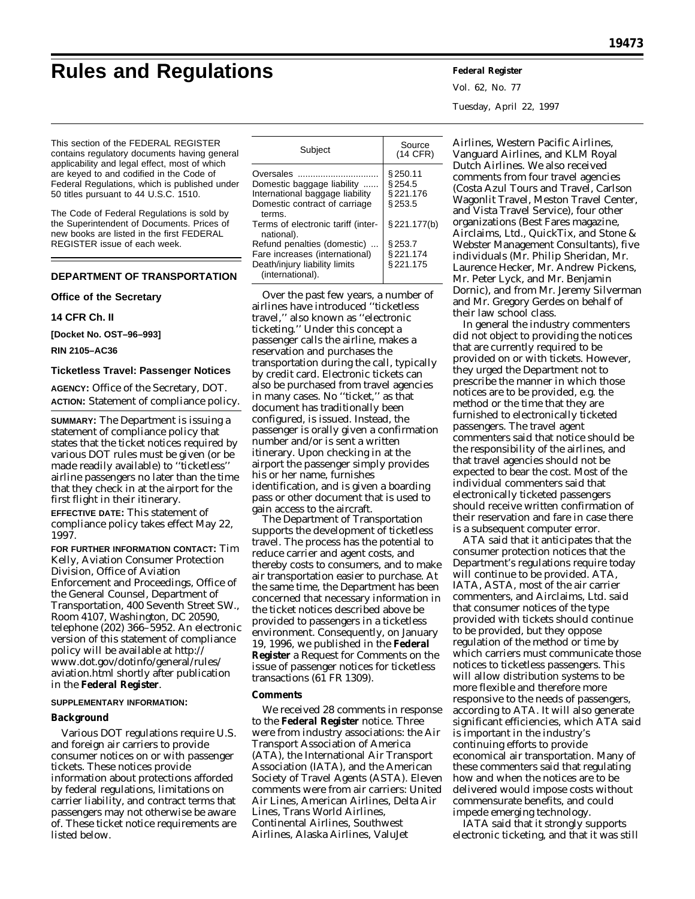# Rules and Regulations

This section of the FEDERAL REGISTER contains regulatory documents having general applicability and legal effect, most of which are keyed to and codified in the Code of Federal Regulations, which is published under 50 titles pursuant to 44 U.S.C. 1510.

The Code of Federal Regulations is sold by the Superintendent of Documents. Prices of new books are listed in the first FEDERAL REGISTER issue of each week.

## DEPARTMENT OF TRANSPORTATION

### Office of the Secretary

### 14 CFR Ch. II

**[Docket No. OST–96–993]**

**RIN 2105–AC36**

### Ticketless Travel: Passenger Notices

**AGENCY:** Office of the Secretary, DOT.

**ACTION:** Statement of compliance policy.

**SUMMARY:** The Department is issuing a statement of compliance policy that states that the ticket notices required by various DOT rules must be given (or be made readily available) to ''ticketless'' airline passengers no later than the time that they check in at the airport for the first flight in their itinerary.

**EFFECTIVE DATE:** This statement of compliance policy takes effect May 22, 1997.

**FOR FURTHER INFORMATION CONTACT:** Tim Kelly, Aviation Consumer Protection Division, Office of Aviation Enforcement and Proceedings, Office of the General Counsel, Department of Transportation, 400 Seventh Street SW., Room 4107, Washington, DC 20590, telephone (202) 366–5952. An electronic version of this statement of compliance policy will be available at http://www.dot.gov/dotinfo/general/rules/aviation.html shortly after publication in the **Federal Register**.

**SUPPLEMENTARY INFORMATION:**

#### Background

Various DOT regulations require U.S. and foreign air carriers to provide consumer notices on or with passenger tickets. These notices provide information about protections afforded by federal regulations, limitations on carrier liability, and contract terms that passengers may not otherwise be aware of. These ticket notice requirements are listed below.

| Subject | Source (14 CFR) |
|---|---|
| Oversales | § 250.11 |
| Domestic baggage liability | § 254.5 |
| International baggage liability | § 221.176 |
| Domestic contract of carriage terms. | § 253.5 |
| Terms of electronic tariff (international). | § 221.177(b) |
| Refund penalties (domestic) | § 253.7 |
| Fare increases (international) | § 221.174 |
| Death/injury liability limits (international). | § 221.175 |

Over the past few years, a number of airlines have introduced ''ticketless travel,'' also known as ''electronic ticketing.'' Under this concept a passenger calls the airline, makes a reservation and purchases the transportation during the call, typically by credit card. Electronic tickets can also be purchased from travel agencies in many cases. No ''ticket,'' as that document has traditionally been configured, is issued. Instead, the passenger is orally given a confirmation number and/or is sent a written itinerary. Upon checking in at the airport the passenger simply provides his or her name, furnishes identification, and is given a boarding pass or other document that is used to gain access to the aircraft.

The Department of Transportation supports the development of ticketless travel. The process has the potential to reduce carrier and agent costs, and thereby costs to consumers, and to make air transportation easier to purchase. At the same time, the Department has been concerned that necessary information in the ticket notices described above be provided to passengers in a ticketless environment. Consequently, on January 19, 1996, we published in the **Federal Register** a Request for Comments on the issue of passenger notices for ticketless transactions (61 FR 1309).

#### Comments

We received 28 comments in response to the **Federal Register** notice. Three were from industry associations: the Air Transport Association of America (ATA), the International Air Transport Association (IATA), and the American Society of Travel Agents (ASTA). Eleven comments were from air carriers: United Air Lines, American Airlines, Delta Air Lines, Trans World Airlines, Continental Airlines, Southwest Airlines, Alaska Airlines, ValuJet Airlines, Western Pacific Airlines, Vanguard Airlines, and KLM Royal Dutch Airlines. We also received comments from four travel agencies (Costa Azul Tours and Travel, Carlson Wagonlit Travel, Meston Travel Center, and Vista Travel Service), four other organizations (Best Fares magazine, Airclaims, Ltd., QuickTix, and Stone & Webster Management Consultants), five individuals (Mr. Philip Sheridan, Mr. Laurence Hecker, Mr. Andrew Pickens, Mr. Peter Lyck, and Mr. Benjamin Dornic), and from Mr. Jeremy Silverman and Mr. Gregory Gerdes on behalf of their law school class.

In general the industry commenters did not object to providing the notices that are currently required to be provided on or with tickets. However, they urged the Department not to prescribe the manner in which those notices are to be provided, e.g. the method or the time that they are furnished to electronically ticketed passengers. The travel agent commenters said that notice should be the responsibility of the airlines, and that travel agencies should not be expected to bear the cost. Most of the individual commenters said that electronically ticketed passengers should receive written confirmation of their reservation and fare in case there is a subsequent computer error.

ATA said that it anticipates that the consumer protection notices that the Department's regulations require today will continue to be provided. ATA, IATA, ASTA, most of the air carrier commenters, and Airclaims, Ltd. said that consumer notices of the type provided with tickets should continue to be provided, but they oppose regulation of the method or time by which carriers must communicate those notices to ticketless passengers. This will allow distribution systems to be more flexible and therefore more responsive to the needs of passengers, according to ATA. It will also generate significant efficiencies, which ATA said is important in the industry's continuing efforts to provide economical air transportation. Many of these commenters said that regulating how and when the notices are to be delivered would impose costs without commensurate benefits, and could impede emerging technology.

IATA said that it strongly supports electronic ticketing, and that it was still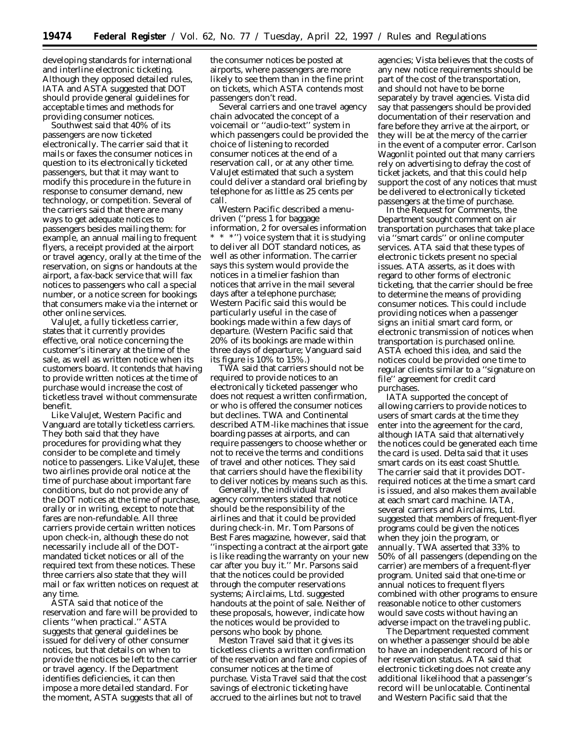developing standards for international and interline electronic ticketing. Although they opposed detailed rules, IATA and ASTA suggested that DOT should provide general guidelines for acceptable times and methods for providing consumer notices.

Southwest said that 40% of its passengers are now ticketed electronically. The carrier said that it mails or faxes the consumer notices in question to its electronically ticketed passengers, but that it may want to modify this procedure in the future in response to consumer demand, new technology, or competition. Several of the carriers said that there are many ways to get adequate notices to passengers besides mailing them: for example, an annual mailing to frequent flyers, a receipt provided at the airport or travel agency, orally at the time of the reservation, on signs or handouts at the airport, a fax-back service that will fax notices to passengers who call a special number, or a notice screen for bookings that consumers make via the internet or other online services.

ValuJet, a fully ticketless carrier, states that it currently provides effective, oral notice concerning the customer's itinerary at the time of the sale, as well as written notice when its customers board. It contends that having to provide written notices at the time of purchase would increase the cost of ticketless travel without commensurate benefit.

Like ValuJet, Western Pacific and Vanguard are totally ticketless carriers. They both said that they have procedures for providing what they consider to be complete and timely notice to passengers. Like ValuJet, these two airlines provide oral notice at the time of purchase about important fare conditions, but do not provide any of the DOT notices at the time of purchase, orally or in writing, except to note that fares are non-refundable. All three carriers provide certain written notices upon check-in, although these do not necessarily include all of the DOT-mandated ticket notices or all of the required text from these notices. These three carriers also state that they will mail or fax written notices on request at any time.

ASTA said that notice of the reservation and fare will be provided to clients ''when practical.'' ASTA suggests that general guidelines be issued for delivery of other consumer notices, but that details on when to provide the notices be left to the carrier or travel agency. If the Department identifies deficiencies, it can then impose a more detailed standard. For the moment, ASTA suggests that all of the consumer notices be posted at airports, where passengers are more likely to see them than in the fine print on tickets, which ASTA contends most passengers don't read.

Several carriers and one travel agency chain advocated the concept of a voicemail or ''audio-text'' system in which passengers could be provided the choice of listening to recorded consumer notices at the end of a reservation call, or at any other time. ValuJet estimated that such a system could deliver a standard oral briefing by telephone for as little as 25 cents per call.

Western Pacific described a menu-driven (''press 1 for baggage information, 2 for oversales information * * *'') voice system that it is studying to deliver all DOT standard notices, as well as other information. The carrier says this system would provide the notices in a timelier fashion than notices that arrive in the mail several days after a telephone purchase; Western Pacific said this would be particularly useful in the case of bookings made within a few days of departure. (Western Pacific said that 20% of its bookings are made within three days of departure; Vanguard said its figure is 10% to 15%.)

TWA said that carriers should not be required to provide notices to an electronically ticketed passenger who does not request a written confirmation, or who is offered the consumer notices but declines. TWA and Continental described ATM-like machines that issue boarding passes at airports, and can require passengers to choose whether or not to receive the terms and conditions of travel and other notices. They said that carriers should have the flexibility to deliver notices by means such as this.

Generally, the individual travel agency commenters stated that notice should be the responsibility of the airlines and that it could be provided during check-in. Mr. Tom Parsons of Best Fares magazine, however, said that ''inspecting a contract at the airport gate is like reading the warranty on your new car after you buy it.'' Mr. Parsons said that the notices could be provided through the computer reservations systems; Airclaims, Ltd. suggested handouts at the point of sale. Neither of these proposals, however, indicate how the notices would be provided to persons who book by phone.

Meston Travel said that it gives its ticketless clients a written confirmation of the reservation and fare and copies of consumer notices at the time of purchase. Vista Travel said that the cost savings of electronic ticketing have accrued to the airlines but not to travel agencies; Vista believes that the costs of any new notice requirements should be part of the cost of the transportation, and should not have to be borne separately by travel agencies. Vista did say that passengers should be provided documentation of their reservation and fare before they arrive at the airport, or they will be at the mercy of the carrier in the event of a computer error. Carlson Wagonlit pointed out that many carriers rely on advertising to defray the cost of ticket jackets, and that this could help support the cost of any notices that must be delivered to electronically ticketed passengers at the time of purchase.

In the Request for Comments, the Department sought comment on air transportation purchases that take place via ''smart cards'' or online computer services. ATA said that these types of electronic tickets present no special issues. ATA asserts, as it does with regard to other forms of electronic ticketing, that the carrier should be free to determine the means of providing consumer notices. This could include providing notices when a passenger signs an initial smart card form, or electronic transmission of notices when transportation is purchased online. ASTA echoed this idea, and said the notices could be provided one time to regular clients similar to a ''signature on file'' agreement for credit card purchases.

IATA supported the concept of allowing carriers to provide notices to users of smart cards at the time they enter into the agreement for the card, although IATA said that alternatively the notices could be generated each time the card is used. Delta said that it uses smart cards on its east coast Shuttle. The carrier said that it provides DOT-required notices at the time a smart card is issued, and also makes them available at each smart card machine. IATA, several carriers and Airclaims, Ltd. suggested that members of frequent-flyer programs could be given the notices when they join the program, or annually. TWA asserted that 33% to 50% of all passengers (depending on the carrier) are members of a frequent-flyer program. United said that one-time or annual notices to frequent flyers combined with other programs to ensure reasonable notice to other customers would save costs without having an adverse impact on the traveling public.

The Department requested comment on whether a passenger should be able to have an independent record of his or her reservation status. ATA said that electronic ticketing does not create any additional likelihood that a passenger's record will be unlocatable. Continental and Western Pacific said that the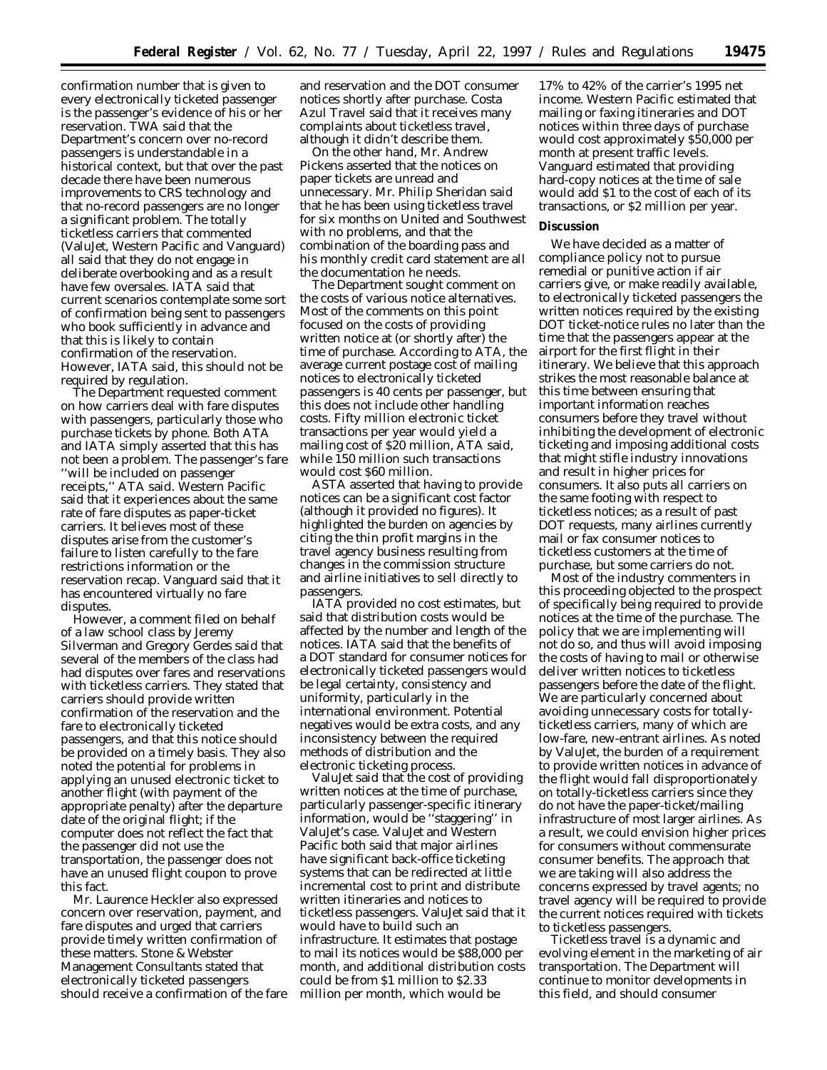confirmation number that is given to every electronically ticketed passenger is the passenger's evidence of his or her reservation. TWA said that the Department's concern over no-record passengers is understandable in a historical context, but that over the past decade there have been numerous improvements to CRS technology and that no-record passengers are no longer a significant problem. The totally ticketless carriers that commented (ValuJet, Western Pacific and Vanguard) all said that they do not engage in deliberate overbooking and as a result have few oversales. IATA said that current scenarios contemplate some sort of confirmation being sent to passengers who book sufficiently in advance and that this is likely to contain confirmation of the reservation. However, IATA said, this should not be required by regulation.

The Department requested comment on how carriers deal with fare disputes with passengers, particularly those who purchase tickets by phone. Both ATA and IATA simply asserted that this has not been a problem. The passenger's fare ''will be included on passenger receipts,'' ATA said. Western Pacific said that it experiences about the same rate of fare disputes as paper-ticket carriers. It believes most of these disputes arise from the customer's failure to listen carefully to the fare restrictions information or the reservation recap. Vanguard said that it has encountered virtually no fare disputes.

However, a comment filed on behalf of a law school class by Jeremy Silverman and Gregory Gerdes said that several of the members of the class had had disputes over fares and reservations with ticketless carriers. They stated that carriers should provide written confirmation of the reservation and the fare to electronically ticketed passengers, and that this notice should be provided on a timely basis. They also noted the potential for problems in applying an unused electronic ticket to another flight (with payment of the appropriate penalty) after the departure date of the original flight; if the computer does not reflect the fact that the passenger did not use the transportation, the passenger does not have an unused flight coupon to prove this fact.

Mr. Laurence Heckler also expressed concern over reservation, payment, and fare disputes and urged that carriers provide timely written confirmation of these matters. Stone & Webster Management Consultants stated that electronically ticketed passengers should receive a confirmation of the fare and reservation and the DOT consumer notices shortly after purchase. Costa Azul Travel said that it receives many complaints about ticketless travel, although it didn't describe them.

On the other hand, Mr. Andrew Pickens asserted that the notices on paper tickets are unread and unnecessary. Mr. Philip Sheridan said that he has been using ticketless travel for six months on United and Southwest with no problems, and that the combination of the boarding pass and his monthly credit card statement are all the documentation he needs.

The Department sought comment on the costs of various notice alternatives. Most of the comments on this point focused on the costs of providing written notice at (or shortly after) the time of purchase. According to ATA, the average current postage cost of mailing notices to electronically ticketed passengers is 40 cents per passenger, but this does not include other handling costs. Fifty million electronic ticket transactions per year would yield a mailing cost of $20 million, ATA said, while 150 million such transactions would cost $60 million.

ASTA asserted that having to provide notices can be a significant cost factor (although it provided no figures). It highlighted the burden on agencies by citing the thin profit margins in the travel agency business resulting from changes in the commission structure and airline initiatives to sell directly to passengers.

IATA provided no cost estimates, but said that distribution costs would be affected by the number and length of the notices. IATA said that the benefits of a DOT standard for consumer notices for electronically ticketed passengers would be legal certainty, consistency and uniformity, particularly in the international environment. Potential negatives would be extra costs, and any inconsistency between the required methods of distribution and the electronic ticketing process.

ValuJet said that the cost of providing written notices at the time of purchase, particularly passenger-specific itinerary information, would be ''staggering'' in ValuJet's case. ValuJet and Western Pacific both said that major airlines have significant back-office ticketing systems that can be redirected at little incremental cost to print and distribute written itineraries and notices to ticketless passengers. ValuJet said that it would have to build such an infrastructure. It estimates that postage to mail its notices would be $88,000 per month, and additional distribution costs could be from $1 million to $2.33 million per month, which would be 17% to 42% of the carrier's 1995 net income. Western Pacific estimated that mailing or faxing itineraries and DOT notices within three days of purchase would cost approximately $50,000 per month at present traffic levels. Vanguard estimated that providing hard-copy notices at the time of sale would add $1 to the cost of each of its transactions, or $2 million per year.

**Discussion**

We have decided as a matter of compliance policy not to pursue remedial or punitive action if air carriers give, or make readily available, to electronically ticketed passengers the written notices required by the existing DOT ticket-notice rules no later than the time that the passengers appear at the airport for the first flight in their itinerary. We believe that this approach strikes the most reasonable balance at this time between ensuring that important information reaches consumers before they travel without inhibiting the development of electronic ticketing and imposing additional costs that might stifle industry innovations and result in higher prices for consumers. It also puts all carriers on the same footing with respect to ticketless notices; as a result of past DOT requests, many airlines currently mail or fax consumer notices to ticketless customers at the time of purchase, but some carriers do not.

Most of the industry commenters in this proceeding objected to the prospect of specifically being required to provide notices at the time of the purchase. The policy that we are implementing will not do so, and thus will avoid imposing the costs of having to mail or otherwise deliver written notices to ticketless passengers before the date of the flight. We are particularly concerned about avoiding unnecessary costs for totally-ticketless carriers, many of which are low-fare, new-entrant airlines. As noted by ValuJet, the burden of a requirement to provide written notices in advance of the flight would fall disproportionately on totally-ticketless carriers since they do not have the paper-ticket/mailing infrastructure of most larger airlines. As a result, we could envision higher prices for consumers without commensurate consumer benefits. The approach that we are taking will also address the concerns expressed by travel agents; no travel agency will be required to provide the current notices required with tickets to ticketless passengers.

Ticketless travel is a dynamic and evolving element in the marketing of air transportation. The Department will continue to monitor developments in this field, and should consumer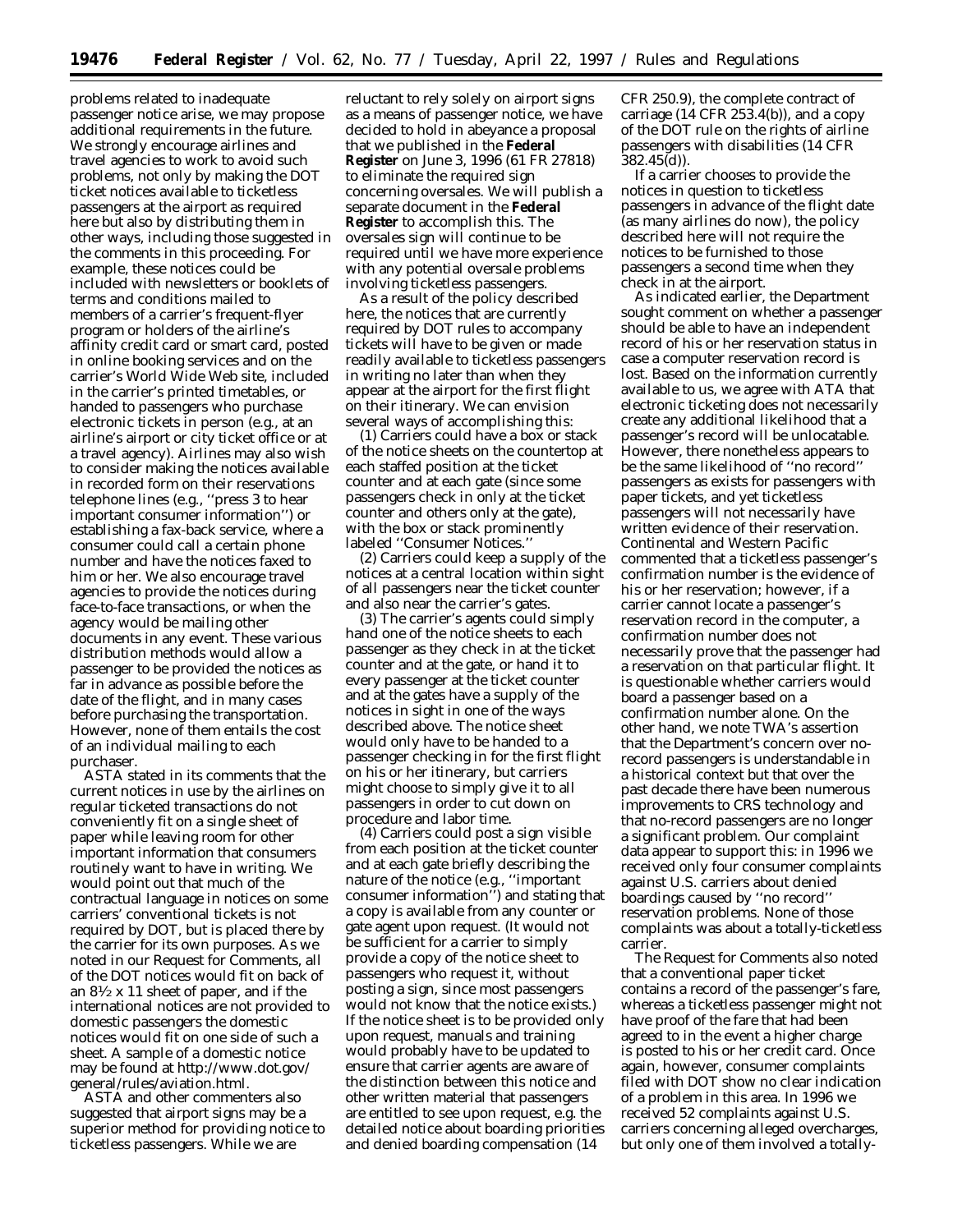problems related to inadequate passenger notice arise, we may propose additional requirements in the future. We strongly encourage airlines and travel agencies to work to avoid such problems, not only by making the DOT ticket notices available to ticketless passengers at the airport as required here but also by distributing them in other ways, including those suggested in the comments in this proceeding. For example, these notices could be included with newsletters or booklets of terms and conditions mailed to members of a carrier's frequent-flyer program or holders of the airline's affinity credit card or smart card, posted in online booking services and on the carrier's World Wide Web site, included in the carrier's printed timetables, or handed to passengers who purchase electronic tickets in person (e.g., at an airline's airport or city ticket office or at a travel agency). Airlines may also wish to consider making the notices available in recorded form on their reservations telephone lines (e.g., ''press 3 to hear important consumer information'') or establishing a fax-back service, where a consumer could call a certain phone number and have the notices faxed to him or her. We also encourage travel agencies to provide the notices during face-to-face transactions, or when the agency would be mailing other documents in any event. These various distribution methods would allow a passenger to be provided the notices as far in advance as possible before the date of the flight, and in many cases before purchasing the transportation. However, none of them entails the cost of an individual mailing to each purchaser.

ASTA stated in its comments that the current notices in use by the airlines on regular ticketed transactions do not conveniently fit on a single sheet of paper while leaving room for other important information that consumers routinely want to have in writing. We would point out that much of the contractual language in notices on some carriers' conventional tickets is not required by DOT, but is placed there by the carrier for its own purposes. As we noted in our Request for Comments, all of the DOT notices would fit on back of an 8½ x 11 sheet of paper, and if the international notices are not provided to domestic passengers the domestic notices would fit on one side of such a sheet. A sample of a domestic notice may be found at http://www.dot.gov/general/rules/aviation.html.

ASTA and other commenters also suggested that airport signs may be a superior method for providing notice to ticketless passengers. While we are reluctant to rely solely on airport signs as a means of passenger notice, we have decided to hold in abeyance a proposal that we published in the **Federal Register** on June 3, 1996 (61 FR 27818) to eliminate the required sign concerning oversales. We will publish a separate document in the **Federal Register** to accomplish this. The oversales sign will continue to be required until we have more experience with any potential oversale problems involving ticketless passengers.

As a result of the policy described here, the notices that are currently required by DOT rules to accompany tickets will have to be given or made readily available to ticketless passengers in writing no later than when they appear at the airport for the first flight on their itinerary. We can envision several ways of accomplishing this:

(1) Carriers could have a box or stack of the notice sheets on the countertop at each staffed position at the ticket counter and at each gate (since some passengers check in only at the ticket counter and others only at the gate), with the box or stack prominently labeled ''Consumer Notices.''

(2) Carriers could keep a supply of the notices at a central location within sight of all passengers near the ticket counter and also near the carrier's gates.

(3) The carrier's agents could simply hand one of the notice sheets to each passenger as they check in at the ticket counter and at the gate, or hand it to every passenger at the ticket counter and at the gates have a supply of the notices in sight in one of the ways described above. The notice sheet would only have to be handed to a passenger checking in for the first flight on his or her itinerary, but carriers might choose to simply give it to all passengers in order to cut down on procedure and labor time.

(4) Carriers could post a sign visible from each position at the ticket counter and at each gate briefly describing the nature of the notice (e.g., ''important consumer information'') and stating that a copy is available from any counter or gate agent upon request. (It would not be sufficient for a carrier to simply provide a copy of the notice sheet to passengers who request it, without posting a sign, since most passengers would not know that the notice exists.) If the notice sheet is to be provided only upon request, manuals and training would probably have to be updated to ensure that carrier agents are aware of the distinction between this notice and other written material that passengers are entitled to see upon request, e.g. the detailed notice about boarding priorities and denied boarding compensation (14 CFR 250.9), the complete contract of carriage (14 CFR 253.4(b)), and a copy of the DOT rule on the rights of airline passengers with disabilities (14 CFR 382.45(d)).

If a carrier chooses to provide the notices in question to ticketless passengers in advance of the flight date (as many airlines do now), the policy described here will not require the notices to be furnished to those passengers a second time when they check in at the airport.

As indicated earlier, the Department sought comment on whether a passenger should be able to have an independent record of his or her reservation status in case a computer reservation record is lost. Based on the information currently available to us, we agree with ATA that electronic ticketing does not necessarily create any additional likelihood that a passenger's record will be unlocatable. However, there nonetheless appears to be the same likelihood of ''no record'' passengers as exists for passengers with paper tickets, and yet ticketless passengers will not necessarily have written evidence of their reservation. Continental and Western Pacific commented that a ticketless passenger's confirmation number is the evidence of his or her reservation; however, if a carrier cannot locate a passenger's reservation record in the computer, a confirmation number does not necessarily prove that the passenger had a reservation on that particular flight. It is questionable whether carriers would board a passenger based on a confirmation number alone. On the other hand, we note TWA's assertion that the Department's concern over no-record passengers is understandable in a historical context but that over the past decade there have been numerous improvements to CRS technology and that no-record passengers are no longer a significant problem. Our complaint data appear to support this: in 1996 we received only four consumer complaints against U.S. carriers about denied boardings caused by ''no record'' reservation problems. None of those complaints was about a totally-ticketless carrier.

The Request for Comments also noted that a conventional paper ticket contains a record of the passenger's fare, whereas a ticketless passenger might not have proof of the fare that had been agreed to in the event a higher charge is posted to his or her credit card. Once again, however, consumer complaints filed with DOT show no clear indication of a problem in this area. In 1996 we received 52 complaints against U.S. carriers concerning alleged overcharges, but only one of them involved a totally-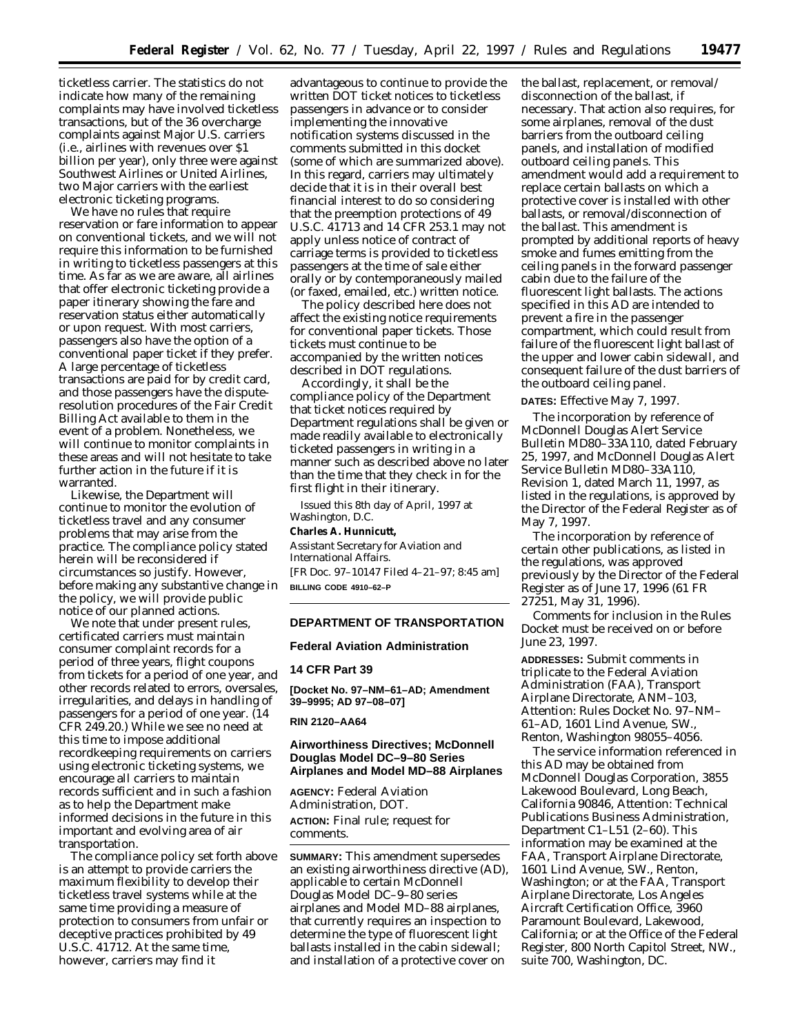ticketless carrier. The statistics do not indicate how many of the remaining complaints may have involved ticketless transactions, but of the 36 overcharge complaints against Major U.S. carriers (i.e., airlines with revenues over $1 billion per year), only three were against Southwest Airlines or United Airlines, two Major carriers with the earliest electronic ticketing programs.

We have no rules that require reservation or fare information to appear on conventional tickets, and we will not require this information to be furnished in writing to ticketless passengers at this time. As far as we are aware, all airlines that offer electronic ticketing provide a paper itinerary showing the fare and reservation status either automatically or upon request. With most carriers, passengers also have the option of a conventional paper ticket if they prefer. A large percentage of ticketless transactions are paid for by credit card, and those passengers have the dispute-resolution procedures of the Fair Credit Billing Act available to them in the event of a problem. Nonetheless, we will continue to monitor complaints in these areas and will not hesitate to take further action in the future if it is warranted.

Likewise, the Department will continue to monitor the evolution of ticketless travel and any consumer problems that may arise from the practice. The compliance policy stated herein will be reconsidered if circumstances so justify. However, before making any substantive change in the policy, we will provide public notice of our planned actions.

We note that under present rules, certificated carriers must maintain consumer complaint records for a period of three years, flight coupons from tickets for a period of one year, and other records related to errors, oversales, irregularities, and delays in handling of passengers for a period of one year. (14 CFR 249.20.) While we see no need at this time to impose additional recordkeeping requirements on carriers using electronic ticketing systems, we encourage all carriers to maintain records sufficient and in such a fashion as to help the Department make informed decisions in the future in this important and evolving area of air transportation.

The compliance policy set forth above is an attempt to provide carriers the maximum flexibility to develop their ticketless travel systems while at the same time providing a measure of protection to consumers from unfair or deceptive practices prohibited by 49 U.S.C. 41712. At the same time, however, carriers may find it advantageous to continue to provide the written DOT ticket notices to ticketless passengers in advance or to consider implementing the innovative notification systems discussed in the comments submitted in this docket (some of which are summarized above). In this regard, carriers may ultimately decide that it is in their overall best financial interest to do so considering that the preemption protections of 49 U.S.C. 41713 and 14 CFR 253.1 may not apply unless notice of contract of carriage terms is provided to ticketless passengers at the time of sale either orally or by contemporaneously mailed (or faxed, emailed, etc.) written notice.

The policy described here does not affect the existing notice requirements for conventional paper tickets. Those tickets must continue to be accompanied by the written notices described in DOT regulations.

Accordingly, it shall be the compliance policy of the Department that ticket notices required by Department regulations shall be given or made readily available to electronically ticketed passengers in writing in a manner such as described above no later than the time that they check in for the first flight in their itinerary.

Issued this 8th day of April, 1997 at Washington, D.C.

**Charles A. Hunnicutt,**

*Assistant Secretary for Aviation and International Affairs.*

[FR Doc. 97–10147 Filed 4–21–97; 8:45 am]

**BILLING CODE 4910–62–P**

---

## DEPARTMENT OF TRANSPORTATION

### Federal Aviation Administration

### 14 CFR Part 39

**[Docket No. 97–NM–61–AD; Amendment 39–9995; AD 97–08–07]**

**RIN 2120–AA64**

### Airworthiness Directives; McDonnell Douglas Model DC–9–80 Series Airplanes and Model MD–88 Airplanes

**AGENCY:** Federal Aviation Administration, DOT.

**ACTION:** Final rule; request for comments.

**SUMMARY:** This amendment supersedes an existing airworthiness directive (AD), applicable to certain McDonnell Douglas Model DC–9–80 series airplanes and Model MD–88 airplanes, that currently requires an inspection to determine the type of fluorescent light ballasts installed in the cabin sidewall; and installation of a protective cover on the ballast, replacement, or removal/disconnection of the ballast, if necessary. That action also requires, for some airplanes, removal of the dust barriers from the outboard ceiling panels, and installation of modified outboard ceiling panels. This amendment would add a requirement to replace certain ballasts on which a protective cover is installed with other ballasts, or removal/disconnection of the ballast. This amendment is prompted by additional reports of heavy smoke and fumes emitting from the ceiling panels in the forward passenger cabin due to the failure of the fluorescent light ballasts. The actions specified in this AD are intended to prevent a fire in the passenger compartment, which could result from failure of the fluorescent light ballast of the upper and lower cabin sidewall, and consequent failure of the dust barriers of the outboard ceiling panel.

**DATES:** Effective May 7, 1997.

The incorporation by reference of McDonnell Douglas Alert Service Bulletin MD80–33A110, dated February 25, 1997, and McDonnell Douglas Alert Service Bulletin MD80–33A110, Revision 1, dated March 11, 1997, as listed in the regulations, is approved by the Director of the Federal Register as of May 7, 1997.

The incorporation by reference of certain other publications, as listed in the regulations, was approved previously by the Director of the Federal Register as of June 17, 1996 (61 FR 27251, May 31, 1996).

Comments for inclusion in the Rules Docket must be received on or before June 23, 1997.

**ADDRESSES:** Submit comments in triplicate to the Federal Aviation Administration (FAA), Transport Airplane Directorate, ANM–103, Attention: Rules Docket No. 97–NM–61–AD, 1601 Lind Avenue, SW., Renton, Washington 98055–4056.

The service information referenced in this AD may be obtained from McDonnell Douglas Corporation, 3855 Lakewood Boulevard, Long Beach, California 90846, Attention: Technical Publications Business Administration, Department C1–L51 (2–60). This information may be examined at the FAA, Transport Airplane Directorate, 1601 Lind Avenue, SW., Renton, Washington; or at the FAA, Transport Airplane Directorate, Los Angeles Aircraft Certification Office, 3960 Paramount Boulevard, Lakewood, California; or at the Office of the Federal Register, 800 North Capitol Street, NW., suite 700, Washington, DC.